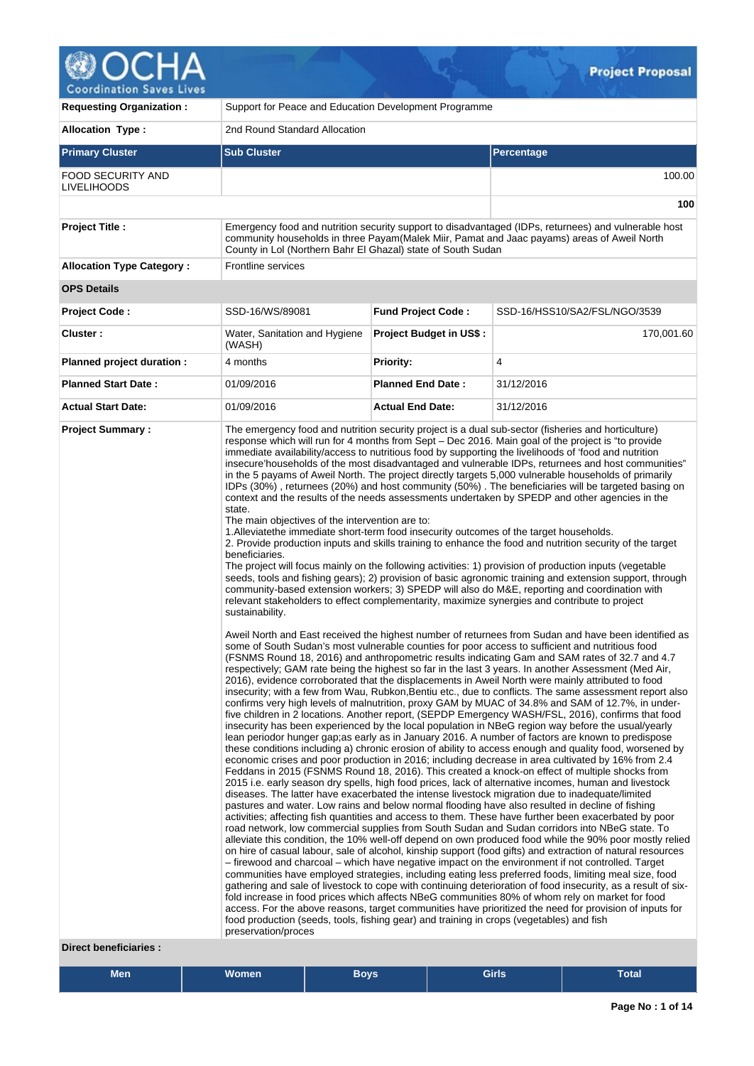# Project Proposal

| | | | |
|---|---|---|---|
| **Requesting Organization :** | Support for Peace and Education Development Programme | | |
| **Allocation Type :** | 2nd Round Standard Allocation | | |

| Primary Cluster | Sub Cluster | Percentage |
|---|---|---|
| FOOD SECURITY AND LIVELIHOODS | | 100.00 |
| | | **100** |

| | | | |
|---|---|---|---|
| **Project Title :** | Emergency food and nutrition security support to disadvantaged (IDPs, returnees) and vulnerable host community households in three Payam(Malek Miir, Pamat and Jaac payams) areas of Aweil North County in Lol (Northern Bahr El Ghazal) state of South Sudan | | |
| **Allocation Type Category :** | Frontline services | | |

**OPS Details**

| | | | |
|---|---|---|---|
| **Project Code :** | SSD-16/WS/89081 | **Fund Project Code :** | SSD-16/HSS10/SA2/FSL/NGO/3539 |
| **Cluster :** | Water, Sanitation and Hygiene (WASH) | **Project Budget in US$ :** | 170,001.60 |
| **Planned project duration :** | 4 months | **Priority:** | 4 |
| **Planned Start Date :** | 01/09/2016 | **Planned End Date :** | 31/12/2016 |
| **Actual Start Date:** | 01/09/2016 | **Actual End Date:** | 31/12/2016 |

**Project Summary :**

The emergency food and nutrition security project is a dual sub-sector (fisheries and horticulture) response which will run for 4 months from Sept – Dec 2016. Main goal of the project is "to provide immediate availability/access to nutritious food by supporting the livelihoods of 'food and nutrition insecure'households of the most disadvantaged and vulnerable IDPs, returnees and host communities" in the 5 payams of Aweil North. The project directly targets 5,000 vulnerable households of primarily IDPs (30%) , returnees (20%) and host community (50%) . The beneficiaries will be targeted basing on context and the results of the needs assessments undertaken by SPEDP and other agencies in the state.
The main objectives of the intervention are to:
1.Alleviatethe immediate short-term food insecurity outcomes of the target households.
2. Provide production inputs and skills training to enhance the food and nutrition security of the target beneficiaries.
The project will focus mainly on the following activities: 1) provision of production inputs (vegetable seeds, tools and fishing gears); 2) provision of basic agronomic training and extension support, through community-based extension workers; 3) SPEDP will also do M&E, reporting and coordination with relevant stakeholders to effect complementarity, maximize synergies and contribute to project sustainability.

Aweil North and East received the highest number of returnees from Sudan and have been identified as some of South Sudan's most vulnerable counties for poor access to sufficient and nutritious food (FSNMS Round 18, 2016) and anthropometric results indicating Gam and SAM rates of 32.7 and 4.7 respectively; GAM rate being the highest so far in the last 3 years. In another Assessment (Med Air, 2016), evidence corroborated that the displacements in Aweil North were mainly attributed to food insecurity; with a few from Wau, Rubkon,Bentiu etc., due to conflicts. The same assessment report also confirms very high levels of malnutrition, proxy GAM by MUAC of 34.8% and SAM of 12.7%, in under-five children in 2 locations. Another report, (SEPDP Emergency WASH/FSL, 2016), confirms that food insecurity has been experienced by the local population in NBeG region way before the usual/yearly lean periodor hunger gap;as early as in January 2016. A number of factors are known to predispose these conditions including a) chronic erosion of ability to access enough and quality food, worsened by economic crises and poor production in 2016; including decrease in area cultivated by 16% from 2.4 Feddans in 2015 (FSNMS Round 18, 2016). This created a knock-on effect of multiple shocks from 2015 i.e. early season dry spells, high food prices, lack of alternative incomes, human and livestock diseases. The latter have exacerbated the intense livestock migration due to inadequate/limited pastures and water. Low rains and below normal flooding have also resulted in decline of fishing activities; affecting fish quantities and access to them. These have further been exacerbated by poor road network, low commercial supplies from South Sudan and Sudan corridors into NBeG state. To alleviate this condition, the 10% well-off depend on own produced food while the 90% poor mostly relied on hire of casual labour, sale of alcohol, kinship support (food gifts) and extraction of natural resources – firewood and charcoal – which have negative impact on the environment if not controlled. Target communities have employed strategies, including eating less preferred foods, limiting meal size, food gathering and sale of livestock to cope with continuing deterioration of food insecurity, as a result of six-fold increase in food prices which affects NBeG communities 80% of whom rely on market for food access. For the above reasons, target communities have prioritized the need for provision of inputs for food production (seeds, tools, fishing gear) and training in crops (vegetables) and fish preservation/proces

**Direct beneficiaries :**

| Men | Women | Boys | Girls | Total |
|---|---|---|---|---|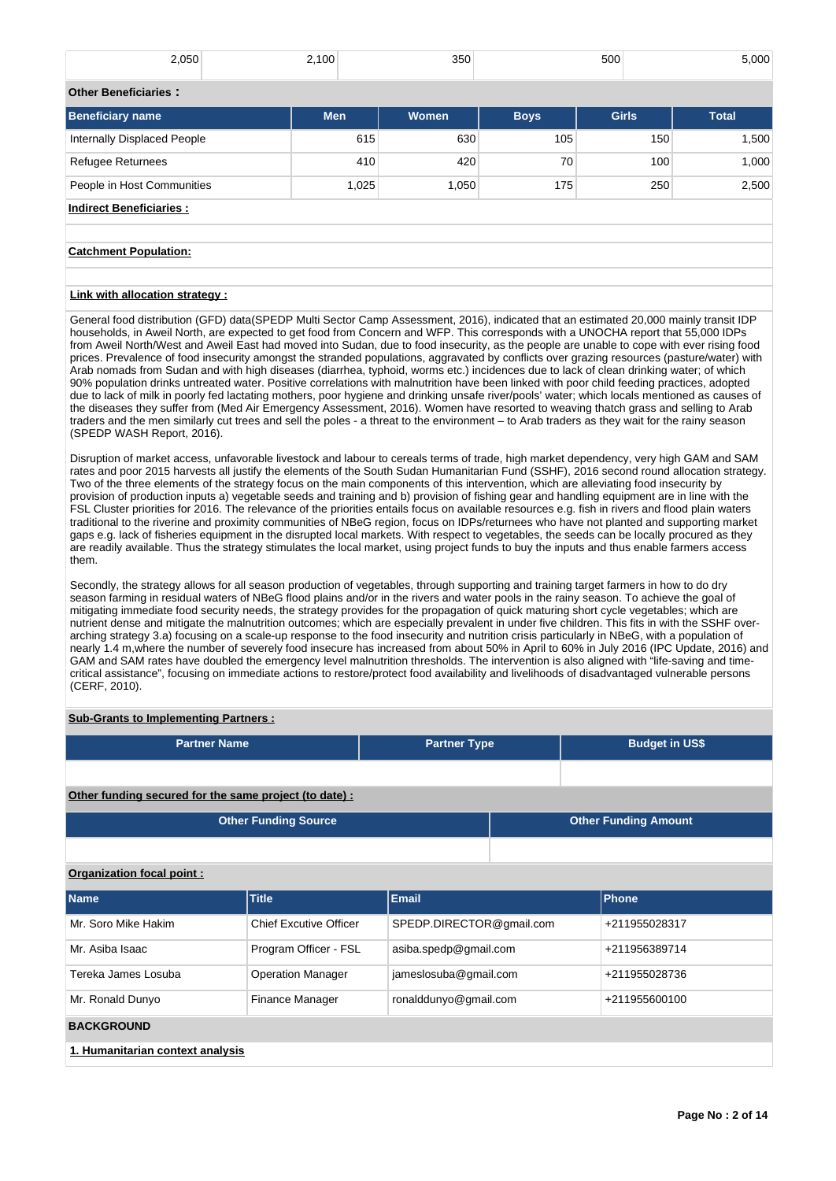| 2,050 | 2,100 | 350 | 500 | 5,000 |
|---|---|---|---|---|

**Other Beneficiaries :**

| Beneficiary name | Men | Women | Boys | Girls | Total |
|---|---|---|---|---|---|
| Internally Displaced People | 615 | 630 | 105 | 150 | 1,500 |
| Refugee Returnees | 410 | 420 | 70 | 100 | 1,000 |
| People in Host Communities | 1,025 | 1,050 | 175 | 250 | 2,500 |

**Indirect Beneficiaries :**

**Catchment Population:**

**Link with allocation strategy :**

General food distribution (GFD) data(SPEDP Multi Sector Camp Assessment, 2016), indicated that an estimated 20,000 mainly transit IDP households, in Aweil North, are expected to get food from Concern and WFP. This corresponds with a UNOCHA report that 55,000 IDPs from Aweil North/West and Aweil East had moved into Sudan, due to food insecurity, as the people are unable to cope with ever rising food prices. Prevalence of food insecurity amongst the stranded populations, aggravated by conflicts over grazing resources (pasture/water) with Arab nomads from Sudan and with high diseases (diarrhea, typhoid, worms etc.) incidences due to lack of clean drinking water; of which 90% population drinks untreated water. Positive correlations with malnutrition have been linked with poor child feeding practices, adopted due to lack of milk in poorly fed lactating mothers, poor hygiene and drinking unsafe river/pools' water; which locals mentioned as causes of the diseases they suffer from (Med Air Emergency Assessment, 2016). Women have resorted to weaving thatch grass and selling to Arab traders and the men similarly cut trees and sell the poles - a threat to the environment – to Arab traders as they wait for the rainy season (SPEDP WASH Report, 2016).

Disruption of market access, unfavorable livestock and labour to cereals terms of trade, high market dependency, very high GAM and SAM rates and poor 2015 harvests all justify the elements of the South Sudan Humanitarian Fund (SSHF), 2016 second round allocation strategy. Two of the three elements of the strategy focus on the main components of this intervention, which are alleviating food insecurity by provision of production inputs a) vegetable seeds and training and b) provision of fishing gear and handling equipment are in line with the FSL Cluster priorities for 2016. The relevance of the priorities entails focus on available resources e.g. fish in rivers and flood plain waters traditional to the riverine and proximity communities of NBeG region, focus on IDPs/returnees who have not planted and supporting market gaps e.g. lack of fisheries equipment in the disrupted local markets. With respect to vegetables, the seeds can be locally procured as they are readily available. Thus the strategy stimulates the local market, using project funds to buy the inputs and thus enable farmers access them.

Secondly, the strategy allows for all season production of vegetables, through supporting and training target farmers in how to do dry season farming in residual waters of NBeG flood plains and/or in the rivers and water pools in the rainy season. To achieve the goal of mitigating immediate food security needs, the strategy provides for the propagation of quick maturing short cycle vegetables; which are nutrient dense and mitigate the malnutrition outcomes; which are especially prevalent in under five children. This fits in with the SSHF over-arching strategy 3.a) focusing on a scale-up response to the food insecurity and nutrition crisis particularly in NBeG, with a population of nearly 1.4 m,where the number of severely food insecure has increased from about 50% in April to 60% in July 2016 (IPC Update, 2016) and GAM and SAM rates have doubled the emergency level malnutrition thresholds. The intervention is also aligned with "life-saving and time-critical assistance", focusing on immediate actions to restore/protect food availability and livelihoods of disadvantaged vulnerable persons (CERF, 2010).

**Sub-Grants to Implementing Partners :**

| Partner Name | Partner Type | Budget in US$ |
|---|---|---|
| | | |

**Other funding secured for the same project (to date) :**

| Other Funding Source | Other Funding Amount |
|---|---|
| | |

**Organization focal point :**

| Name | Title | Email | Phone |
|---|---|---|---|
| Mr. Soro Mike Hakim | Chief Excutive Officer | SPEDP.DIRECTOR@gmail.com | +211955028317 |
| Mr. Asiba Isaac | Program Officer - FSL | asiba.spedp@gmail.com | +211956389714 |
| Tereka James Losuba | Operation Manager | jameslosuba@gmail.com | +211955028736 |
| Mr. Ronald Dunyo | Finance Manager | ronalddunyo@gmail.com | +211955600100 |

## BACKGROUND

**1. Humanitarian context analysis**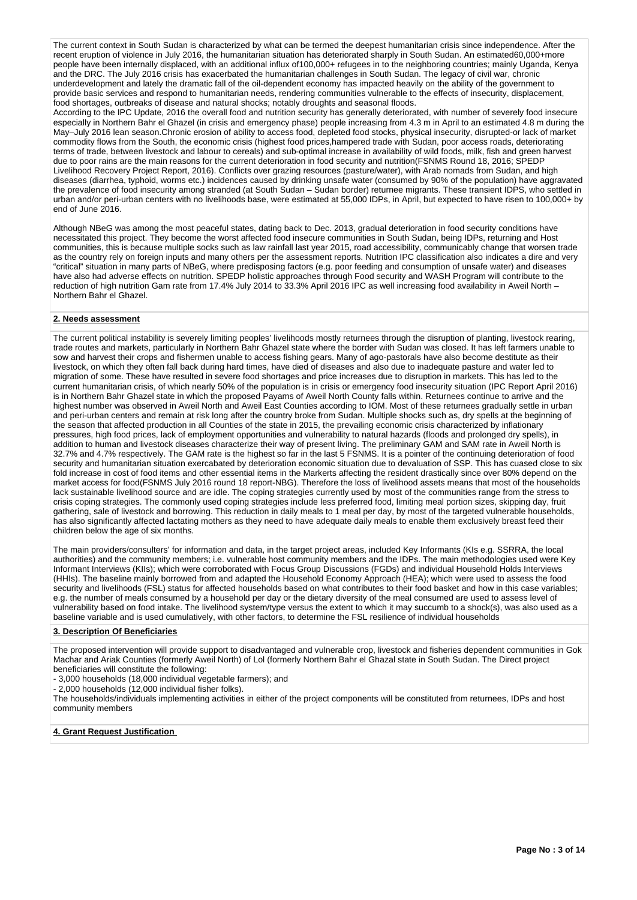The current context in South Sudan is characterized by what can be termed the deepest humanitarian crisis since independence. After the recent eruption of violence in July 2016, the humanitarian situation has deteriorated sharply in South Sudan. An estimated60,000+more people have been internally displaced, with an additional influx of100,000+ refugees in to the neighboring countries; mainly Uganda, Kenya and the DRC. The July 2016 crisis has exacerbated the humanitarian challenges in South Sudan. The legacy of civil war, chronic underdevelopment and lately the dramatic fall of the oil-dependent economy has impacted heavily on the ability of the government to provide basic services and respond to humanitarian needs, rendering communities vulnerable to the effects of insecurity, displacement, food shortages, outbreaks of disease and natural shocks; notably droughts and seasonal floods.

According to the IPC Update, 2016 the overall food and nutrition security has generally deteriorated, with number of severely food insecure especially in Northern Bahr el Ghazel (in crisis and emergency phase) people increasing from 4.3 m in April to an estimated 4.8 m during the May–July 2016 lean season.Chronic erosion of ability to access food, depleted food stocks, physical insecurity, disrupted-or lack of market commodity flows from the South, the economic crisis (highest food prices,hampered trade with Sudan, poor access roads, deteriorating terms of trade, between livestock and labour to cereals) and sub-optimal increase in availability of wild foods, milk, fish and green harvest due to poor rains are the main reasons for the current deterioration in food security and nutrition(FSNMS Round 18, 2016; SPEDP Livelihood Recovery Project Report, 2016). Conflicts over grazing resources (pasture/water), with Arab nomads from Sudan, and high diseases (diarrhea, typhoid, worms etc.) incidences caused by drinking unsafe water (consumed by 90% of the population) have aggravated the prevalence of food insecurity among stranded (at South Sudan – Sudan border) returnee migrants. These transient IDPS, who settled in urban and/or peri-urban centers with no livelihoods base, were estimated at 55,000 IDPs, in April, but expected to have risen to 100,000+ by end of June 2016.

Although NBeG was among the most peaceful states, dating back to Dec. 2013, gradual deterioration in food security conditions have necessitated this project. They become the worst affected food insecure communities in South Sudan, being IDPs, returning and Host communities, this is because multiple socks such as law rainfall last year 2015, road accessibility, communicably change that worsen trade as the country rely on foreign inputs and many others per the assessment reports. Nutrition IPC classification also indicates a dire and very "critical" situation in many parts of NBeG, where predisposing factors (e.g. poor feeding and consumption of unsafe water) and diseases have also had adverse effects on nutrition. SPEDP holistic approaches through Food security and WASH Program will contribute to the reduction of high nutrition Gam rate from 17.4% July 2014 to 33.3% April 2016 IPC as well increasing food availability in Aweil North – Northern Bahr el Ghazel.

## 2. Needs assessment

The current political instability is severely limiting peoples' livelihoods mostly returnees through the disruption of planting, livestock rearing, trade routes and markets, particularly in Northern Bahr Ghazel state where the border with Sudan was closed. It has left farmers unable to sow and harvest their crops and fishermen unable to access fishing gears. Many of ago-pastorals have also become destitute as their livestock, on which they often fall back during hard times, have died of diseases and also due to inadequate pasture and water led to migration of some. These have resulted in severe food shortages and price increases due to disruption in markets. This has led to the current humanitarian crisis, of which nearly 50% of the population is in crisis or emergency food insecurity situation (IPC Report April 2016) is in Northern Bahr Ghazel state in which the proposed Payams of Aweil North County falls within. Returnees continue to arrive and the highest number was observed in Aweil North and Aweil East Counties according to IOM. Most of these returnees gradually settle in urban and peri-urban centers and remain at risk long after the country broke from Sudan. Multiple shocks such as, dry spells at the beginning of the season that affected production in all Counties of the state in 2015, the prevailing economic crisis characterized by inflationary pressures, high food prices, lack of employment opportunities and vulnerability to natural hazards (floods and prolonged dry spells), in addition to human and livestock diseases characterize their way of present living. The preliminary GAM and SAM rate in Aweil North is 32.7% and 4.7% respectively. The GAM rate is the highest so far in the last 5 FSNMS. It is a pointer of the continuing deterioration of food security and humanitarian situation exercabated by deterioration economic situation due to devaluation of SSP. This has cuased close to six fold increase in cost of food items and other essential items in the Markerts affecting the resident drastically since over 80% depend on the market access for food(FSNMS July 2016 round 18 report-NBG). Therefore the loss of livelihood assets means that most of the households lack sustainable livelihood source and are idle. The coping strategies currently used by most of the communities range from the stress to crisis coping strategies. The commonly used coping strategies include less preferred food, limiting meal portion sizes, skipping day, fruit gathering, sale of livestock and borrowing. This reduction in daily meals to 1 meal per day, by most of the targeted vulnerable households, has also significantly affected lactating mothers as they need to have adequate daily meals to enable them exclusively breast feed their children below the age of six months.

The main providers/consulters' for information and data, in the target project areas, included Key Informants (KIs e.g. SSRRA, the local authorities) and the community members; i.e. vulnerable host community members and the IDPs. The main methodologies used were Key Informant Interviews (KIIs); which were corroborated with Focus Group Discussions (FGDs) and individual Household Holds Interviews (HHIs). The baseline mainly borrowed from and adapted the Household Economy Approach (HEA); which were used to assess the food security and livelihoods (FSL) status for affected households based on what contributes to their food basket and how in this case variables; e.g. the number of meals consumed by a household per day or the dietary diversity of the meal consumed are used to assess level of vulnerability based on food intake. The livelihood system/type versus the extent to which it may succumb to a shock(s), was also used as a baseline variable and is used cumulatively, with other factors, to determine the FSL resilience of individual households

## 3. Description Of Beneficiaries

The proposed intervention will provide support to disadvantaged and vulnerable crop, livestock and fisheries dependent communities in Gok Machar and Ariak Counties (formerly Aweil North) of Lol (formerly Northern Bahr el Ghazal state in South Sudan. The Direct project beneficiaries will constitute the following:

- 3,000 households (18,000 individual vegetable farmers); and
- 2,000 households (12,000 individual fisher folks).

The households/individuals implementing activities in either of the project components will be constituted from returnees, IDPs and host community members

## 4. Grant Request Justification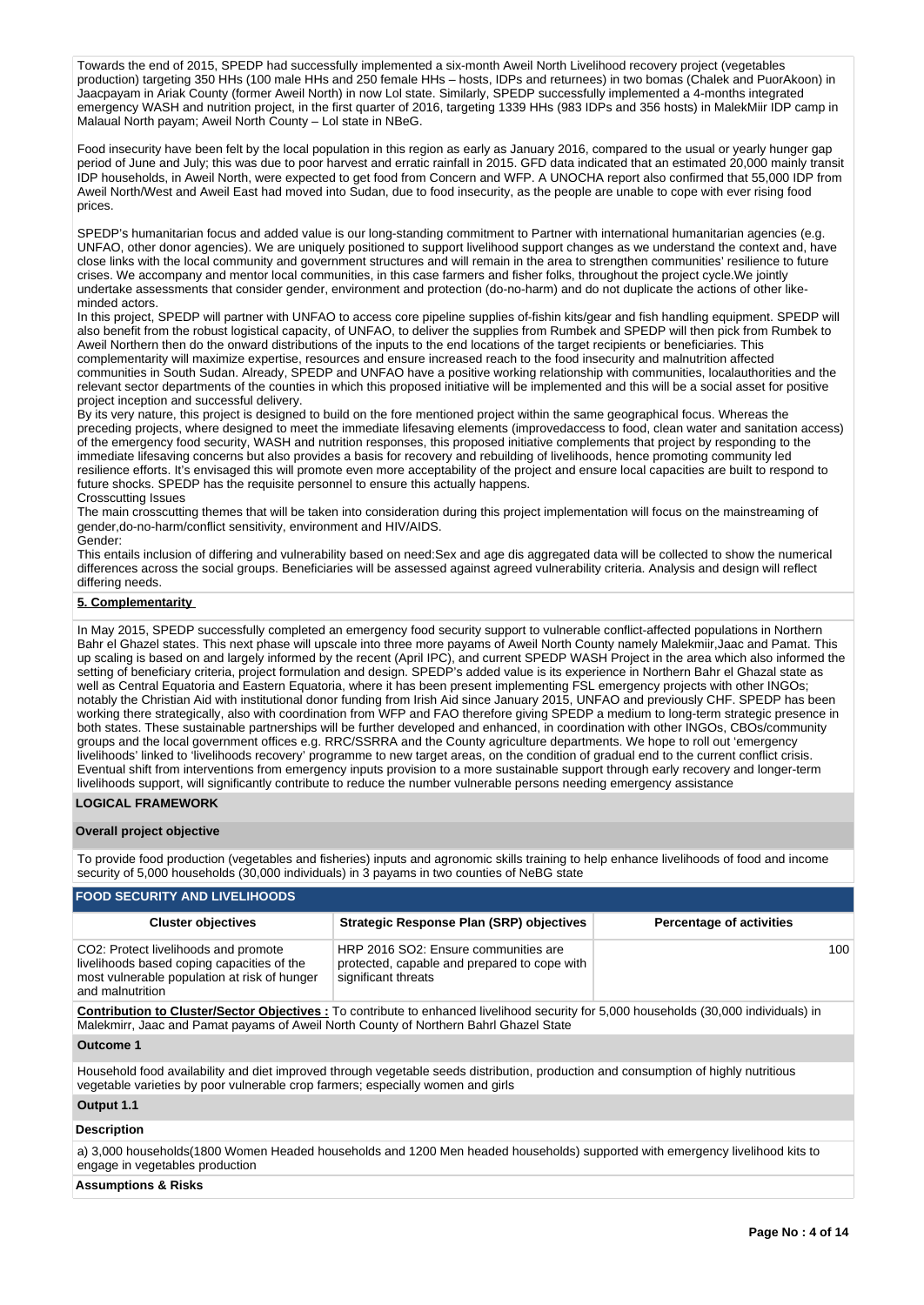Towards the end of 2015, SPEDP had successfully implemented a six-month Aweil North Livelihood recovery project (vegetables production) targeting 350 HHs (100 male HHs and 250 female HHs – hosts, IDPs and returnees) in two bomas (Chalek and PuorAkoon) in Jaacpayam in Ariak County (former Aweil North) in now Lol state. Similarly, SPEDP successfully implemented a 4-months integrated emergency WASH and nutrition project, in the first quarter of 2016, targeting 1339 HHs (983 IDPs and 356 hosts) in MalekMiir IDP camp in Malaual North payam; Aweil North County – Lol state in NBeG.

Food insecurity have been felt by the local population in this region as early as January 2016, compared to the usual or yearly hunger gap period of June and July; this was due to poor harvest and erratic rainfall in 2015. GFD data indicated that an estimated 20,000 mainly transit IDP households, in Aweil North, were expected to get food from Concern and WFP. A UNOCHA report also confirmed that 55,000 IDP from Aweil North/West and Aweil East had moved into Sudan, due to food insecurity, as the people are unable to cope with ever rising food prices.

SPEDP's humanitarian focus and added value is our long-standing commitment to Partner with international humanitarian agencies (e.g. UNFAO, other donor agencies). We are uniquely positioned to support livelihood support changes as we understand the context and, have close links with the local community and government structures and will remain in the area to strengthen communities' resilience to future crises. We accompany and mentor local communities, in this case farmers and fisher folks, throughout the project cycle.We jointly undertake assessments that consider gender, environment and protection (do-no-harm) and do not duplicate the actions of other like-minded actors.
In this project, SPEDP will partner with UNFAO to access core pipeline supplies of-fishin kits/gear and fish handling equipment. SPEDP will also benefit from the robust logistical capacity, of UNFAO, to deliver the supplies from Rumbek and SPEDP will then pick from Rumbek to Aweil Northern then do the onward distributions of the inputs to the end locations of the target recipients or beneficiaries. This complementarity will maximize expertise, resources and ensure increased reach to the food insecurity and malnutrition affected communities in South Sudan. Already, SPEDP and UNFAO have a positive working relationship with communities, localauthorities and the relevant sector departments of the counties in which this proposed initiative will be implemented and this will be a social asset for positive project inception and successful delivery.
By its very nature, this project is designed to build on the fore mentioned project within the same geographical focus. Whereas the preceding projects, where designed to meet the immediate lifesaving elements (improvedaccess to food, clean water and sanitation access) of the emergency food security, WASH and nutrition responses, this proposed initiative complements that project by responding to the immediate lifesaving concerns but also provides a basis for recovery and rebuilding of livelihoods, hence promoting community led resilience efforts. It's envisaged this will promote even more acceptability of the project and ensure local capacities are built to respond to future shocks. SPEDP has the requisite personnel to ensure this actually happens.
Crosscutting Issues
The main crosscutting themes that will be taken into consideration during this project implementation will focus on the mainstreaming of gender,do-no-harm/conflict sensitivity, environment and HIV/AIDS.
Gender:
This entails inclusion of differing and vulnerability based on need:Sex and age dis aggregated data will be collected to show the numerical differences across the social groups. Beneficiaries will be assessed against agreed vulnerability criteria. Analysis and design will reflect differing needs.

**5. Complementarity**

In May 2015, SPEDP successfully completed an emergency food security support to vulnerable conflict-affected populations in Northern Bahr el Ghazal states. This next phase will upscale into three more payams of Aweil North County namely Malekmiir,Jaac and Pamat. This up scaling is based on and largely informed by the recent (April IPC), and current SPEDP WASH Project in the area which also informed the setting of beneficiary criteria, project formulation and design. SPEDP's added value is its experience in Northern Bahr el Ghazal state as well as Central Equatoria and Eastern Equatoria, where it has been present implementing FSL emergency projects with other INGOs; notably the Christian Aid with institutional donor funding from Irish Aid since January 2015, UNFAO and previously CHF. SPEDP has been working there strategically, also with coordination from WFP and FAO therefore giving SPEDP a medium to long-term strategic presence in both states. These sustainable partnerships will be further developed and enhanced, in coordination with other INGOs, CBOs/community groups and the local government offices e.g. RRC/SSRRA and the County agriculture departments. We hope to roll out 'emergency livelihoods' linked to 'livelihoods recovery' programme to new target areas, on the condition of gradual end to the current conflict crisis. Eventual shift from interventions from emergency inputs provision to a more sustainable support through early recovery and longer-term livelihoods support, will significantly contribute to reduce the number vulnerable persons needing emergency assistance

**LOGICAL FRAMEWORK**

**Overall project objective**

To provide food production (vegetables and fisheries) inputs and agronomic skills training to help enhance livelihoods of food and income security of 5,000 households (30,000 individuals) in 3 payams in two counties of NeBG state

**FOOD SECURITY AND LIVELIHOODS**

| Cluster objectives | Strategic Response Plan (SRP) objectives | Percentage of activities |
|---|---|---|
| CO2: Protect livelihoods and promote livelihoods based coping capacities of the most vulnerable population at risk of hunger and malnutrition | HRP 2016 SO2: Ensure communities are protected, capable and prepared to cope with significant threats | 100 |

**Contribution to Cluster/Sector Objectives :** To contribute to enhanced livelihood security for 5,000 households (30,000 individuals) in Malekmirr, Jaac and Pamat payams of Aweil North County of Northern Bahrl Ghazel State

**Outcome 1**

Household food availability and diet improved through vegetable seeds distribution, production and consumption of highly nutritious vegetable varieties by poor vulnerable crop farmers; especially women and girls

**Output 1.1**

**Description**

a) 3,000 households(1800 Women Headed households and 1200 Men headed households) supported with emergency livelihood kits to engage in vegetables production

**Assumptions & Risks**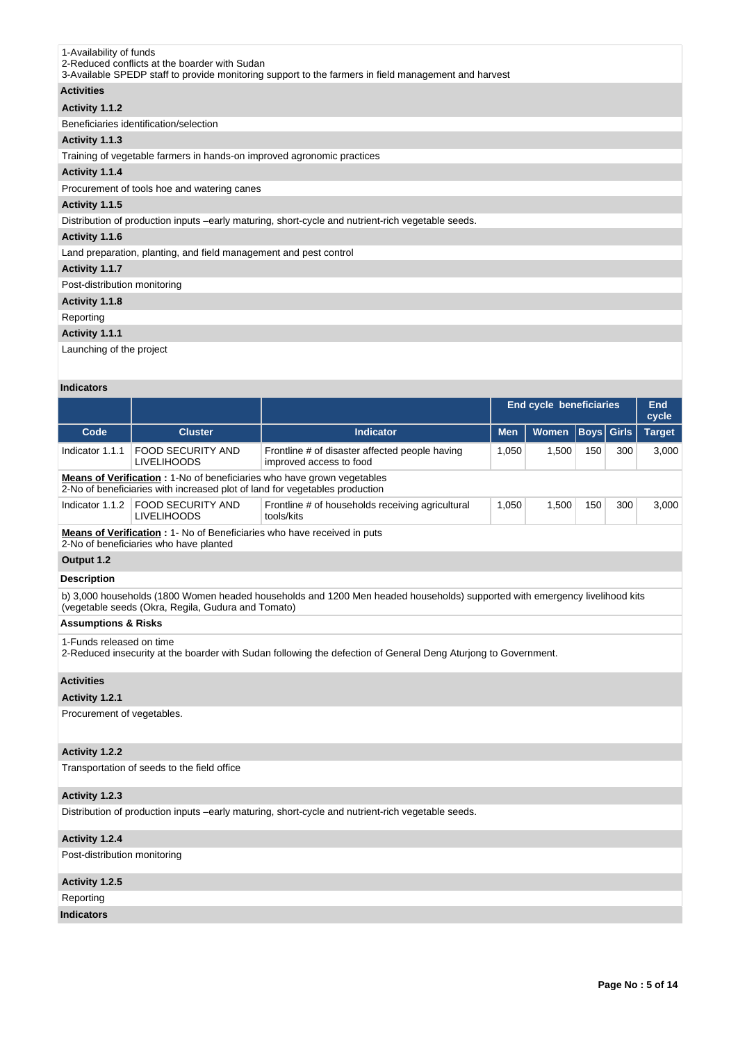1-Availability of funds
2-Reduced conflicts at the boarder with Sudan
3-Available SPEDP staff to provide monitoring support to the farmers in field management and harvest

**Activities**

**Activity 1.1.2**

Beneficiaries identification/selection

**Activity 1.1.3**

Training of vegetable farmers in hands-on improved agronomic practices

**Activity 1.1.4**

Procurement of tools hoe and watering canes

**Activity 1.1.5**

Distribution of production inputs –early maturing, short-cycle and nutrient-rich vegetable seeds.

**Activity 1.1.6**

Land preparation, planting, and field management and pest control

**Activity 1.1.7**

Post-distribution monitoring

**Activity 1.1.8**

Reporting

**Activity 1.1.1**

Launching of the project

**Indicators**

| | | | End cycle beneficiaries | | | | End cycle |
|---|---|---|---|---|---|---|---|
| Code | Cluster | Indicator | Men | Women | Boys | Girls | Target |
| Indicator 1.1.1 | FOOD SECURITY AND LIVELIHOODS | Frontline # of disaster affected people having improved access to food | 1,050 | 1,500 | 150 | 300 | 3,000 |

**Means of Verification :** 1-No of beneficiaries who have grown vegetables
2-No of beneficiaries with increased plot of land for vegetables production

| | | | | | | | |
|---|---|---|---|---|---|---|---|
| Indicator 1.1.2 | FOOD SECURITY AND LIVELIHOODS | Frontline # of households receiving agricultural tools/kits | 1,050 | 1,500 | 150 | 300 | 3,000 |

**Means of Verification :** 1- No of Beneficiaries who have received in puts
2-No of beneficiaries who have planted

**Output 1.2**

**Description**

b) 3,000 households (1800 Women headed households and 1200 Men headed households) supported with emergency livelihood kits (vegetable seeds (Okra, Regila, Gudura and Tomato)

**Assumptions & Risks**

1-Funds released on time
2-Reduced insecurity at the boarder with Sudan following the defection of General Deng Aturjong to Government.

**Activities**

**Activity 1.2.1**

Procurement of vegetables.

**Activity 1.2.2**

Transportation of seeds to the field office

**Activity 1.2.3**

Distribution of production inputs –early maturing, short-cycle and nutrient-rich vegetable seeds.

**Activity 1.2.4**

Post-distribution monitoring

**Activity 1.2.5**

Reporting

**Indicators**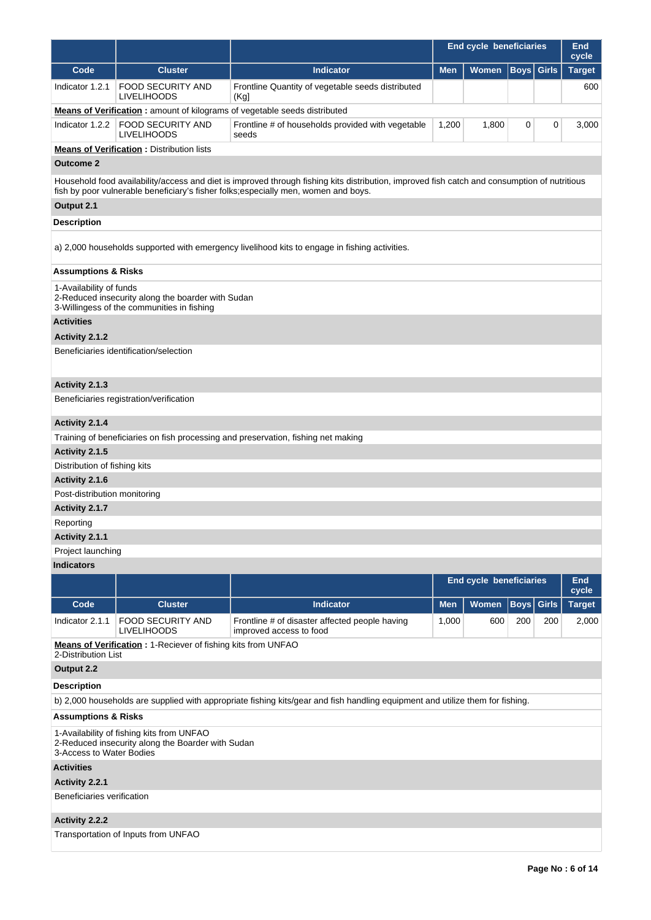| | | | End cycle beneficiaries | | | | End cycle |
|---|---|---|---|---|---|---|---|
| **Code** | **Cluster** | **Indicator** | **Men** | **Women** | **Boys** | **Girls** | **Target** |
| Indicator 1.2.1 | FOOD SECURITY AND LIVELIHOODS | Frontline Quantity of vegetable seeds distributed (Kg] | | | | | 600 |

**Means of Verification :** amount of kilograms of vegetable seeds distributed

| Code | Cluster | Indicator | Men | Women | Boys | Girls | Target |
|---|---|---|---|---|---|---|---|
| Indicator 1.2.2 | FOOD SECURITY AND LIVELIHOODS | Frontline # of households provided with vegetable seeds | 1,200 | 1,800 | 0 | 0 | 3,000 |

**Means of Verification :** Distribution lists

**Outcome 2**

Household food availability/access and diet is improved through fishing kits distribution, improved fish catch and consumption of nutritious fish by poor vulnerable beneficiary's fisher folks;especially men, women and boys.

**Output 2.1**

**Description**

a) 2,000 households supported with emergency livelihood kits to engage in fishing activities.

**Assumptions & Risks**

1-Availability of funds
2-Reduced insecurity along the boarder with Sudan
3-Willingess of the communities in fishing

**Activities**

**Activity 2.1.2**

Beneficiaries identification/selection

**Activity 2.1.3**

Beneficiaries registration/verification

**Activity 2.1.4**

Training of beneficiaries on fish processing and preservation, fishing net making

**Activity 2.1.5**

Distribution of fishing kits

**Activity 2.1.6**

Post-distribution monitoring

**Activity 2.1.7**

Reporting

**Activity 2.1.1**

Project launching

**Indicators**

| | | | End cycle beneficiaries | | | | End cycle |
|---|---|---|---|---|---|---|---|
| **Code** | **Cluster** | **Indicator** | **Men** | **Women** | **Boys** | **Girls** | **Target** |
| Indicator 2.1.1 | FOOD SECURITY AND LIVELIHOODS | Frontline # of disaster affected people having improved access to food | 1,000 | 600 | 200 | 200 | 2,000 |

**Means of Verification :** 1-Reciever of fishing kits from UNFAO
2-Distribution List

**Output 2.2**

**Description**

b) 2,000 households are supplied with appropriate fishing kits/gear and fish handling equipment and utilize them for fishing.

**Assumptions & Risks**

1-Availability of fishing kits from UNFAO
2-Reduced insecurity along the Boarder with Sudan
3-Access to Water Bodies

**Activities**

**Activity 2.2.1**

Beneficiaries verification

**Activity 2.2.2**

Transportation of Inputs from UNFAO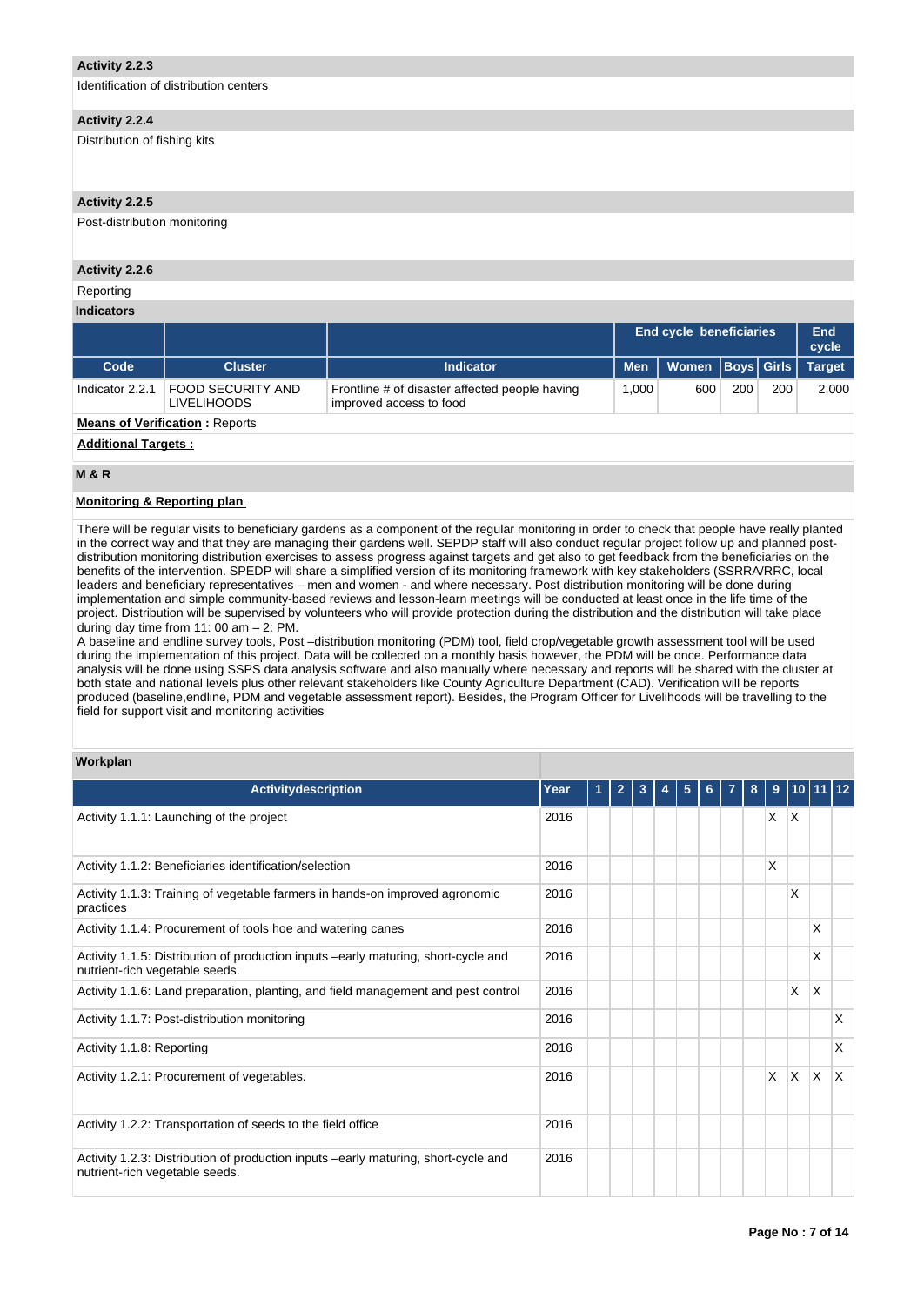**Activity 2.2.3**

Identification of distribution centers

**Activity 2.2.4**

Distribution of fishing kits

**Activity 2.2.5**

Post-distribution monitoring

**Activity 2.2.6**

Reporting

**Indicators**

| | | | End cycle beneficiaries | | | | End cycle |
|---|---|---|---|---|---|---|---|
| **Code** | **Cluster** | **Indicator** | **Men** | **Women** | **Boys** | **Girls** | **Target** |
| Indicator 2.2.1 | FOOD SECURITY AND LIVELIHOODS | Frontline # of disaster affected people having improved access to food | 1,000 | 600 | 200 | 200 | 2,000 |

**Means of Verification :** Reports

**Additional Targets :**

**M & R**

**Monitoring & Reporting plan**

There will be regular visits to beneficiary gardens as a component of the regular monitoring in order to check that people have really planted in the correct way and that they are managing their gardens well. SEPDP staff will also conduct regular project follow up and planned post-distribution monitoring distribution exercises to assess progress against targets and get also to get feedback from the beneficiaries on the benefits of the intervention. SPEDP will share a simplified version of its monitoring framework with key stakeholders (SSRRA/RRC, local leaders and beneficiary representatives – men and women - and where necessary. Post distribution monitoring will be done during implementation and simple community-based reviews and lesson-learn meetings will be conducted at least once in the life time of the project. Distribution will be supervised by volunteers who will provide protection during the distribution and the distribution will take place during day time from 11: 00 am – 2: PM.
A baseline and endline survey tools, Post –distribution monitoring (PDM) tool, field crop/vegetable growth assessment tool will be used during the implementation of this project. Data will be collected on a monthly basis however, the PDM will be once. Performance data analysis will be done using SSPS data analysis software and also manually where necessary and reports will be shared with the cluster at both state and national levels plus other relevant stakeholders like County Agriculture Department (CAD). Verification will be reports produced (baseline,endline, PDM and vegetable assessment report). Besides, the Program Officer for Livelihoods will be travelling to the field for support visit and monitoring activities

**Workplan**

| Activitydescription | Year | 1 | 2 | 3 | 4 | 5 | 6 | 7 | 8 | 9 | 10 | 11 | 12 |
|---|---|---|---|---|---|---|---|---|---|---|---|---|---|
| Activity 1.1.1: Launching of the project | 2016 | | | | | | | | | X | X | | |
| Activity 1.1.2: Beneficiaries identification/selection | 2016 | | | | | | | | | X | | | |
| Activity 1.1.3: Training of vegetable farmers in hands-on improved agronomic practices | 2016 | | | | | | | | | | X | | |
| Activity 1.1.4: Procurement of tools hoe and watering canes | 2016 | | | | | | | | | | | X | |
| Activity 1.1.5: Distribution of production inputs –early maturing, short-cycle and nutrient-rich vegetable seeds. | 2016 | | | | | | | | | | | X | |
| Activity 1.1.6: Land preparation, planting, and field management and pest control | 2016 | | | | | | | | | | X | X | |
| Activity 1.1.7: Post-distribution monitoring | 2016 | | | | | | | | | | | | X |
| Activity 1.1.8: Reporting | 2016 | | | | | | | | | | | | X |
| Activity 1.2.1: Procurement of vegetables. | 2016 | | | | | | | | | X | X | X | X |
| Activity 1.2.2: Transportation of seeds to the field office | 2016 | | | | | | | | | | | | |
| Activity 1.2.3: Distribution of production inputs –early maturing, short-cycle and nutrient-rich vegetable seeds. | 2016 | | | | | | | | | | | | |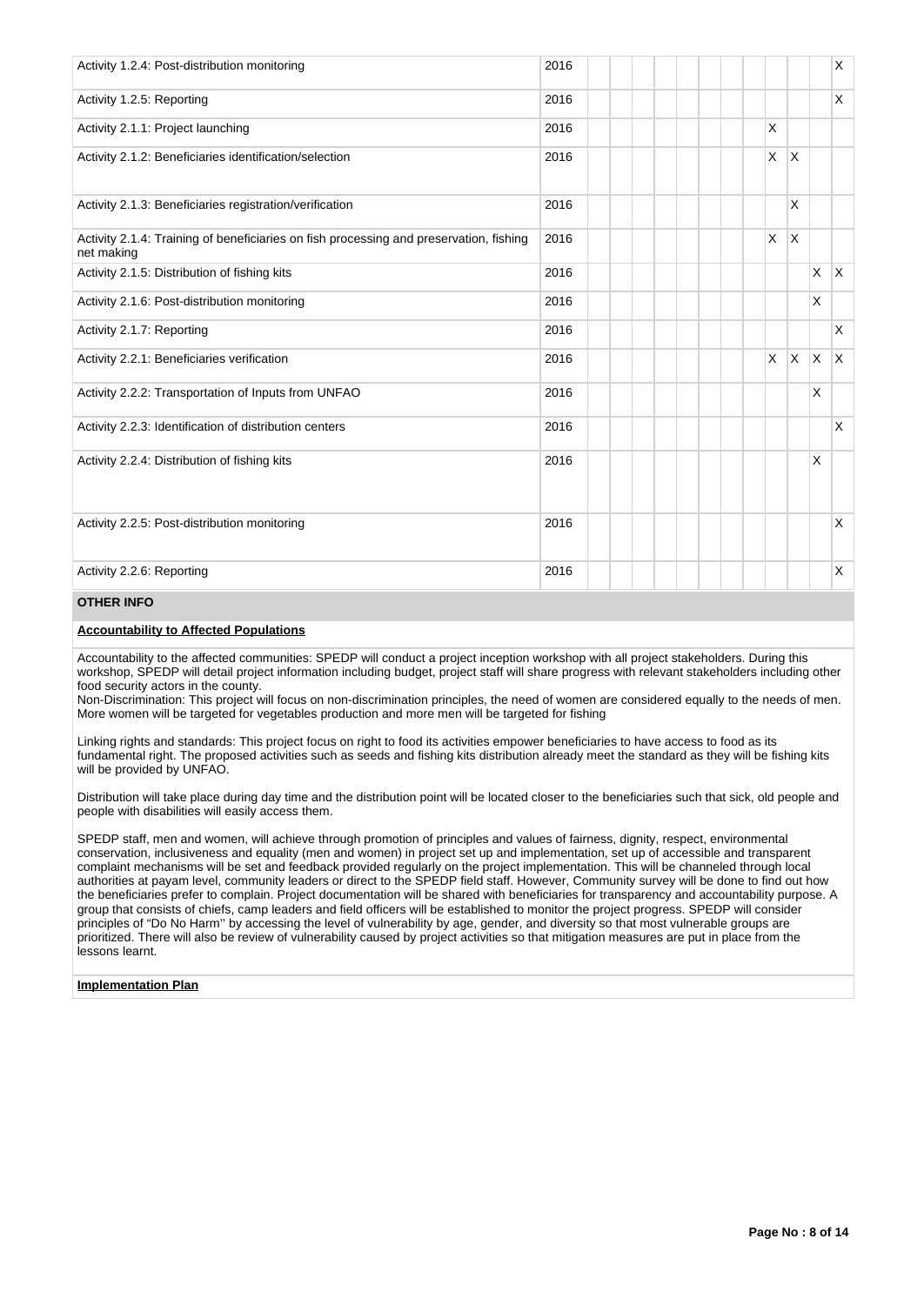| | | | | | | | | | | | | | |
|---|---|---|---|---|---|---|---|---|---|---|---|---|---|
| Activity 1.2.4: Post-distribution monitoring | 2016 | | | | | | | | | | | | X |
| Activity 1.2.5: Reporting | 2016 | | | | | | | | | | | | X |
| Activity 2.1.1: Project launching | 2016 | | | | | | | | | X | | | |
| Activity 2.1.2: Beneficiaries identification/selection | 2016 | | | | | | | | | X | X | | |
| Activity 2.1.3: Beneficiaries registration/verification | 2016 | | | | | | | | | | X | | |
| Activity 2.1.4: Training of beneficiaries on fish processing and preservation, fishing net making | 2016 | | | | | | | | | X | X | | |
| Activity 2.1.5: Distribution of fishing kits | 2016 | | | | | | | | | | | X | X |
| Activity 2.1.6: Post-distribution monitoring | 2016 | | | | | | | | | | | X | |
| Activity 2.1.7: Reporting | 2016 | | | | | | | | | | | | X |
| Activity 2.2.1: Beneficiaries verification | 2016 | | | | | | | | | X | X | X | X |
| Activity 2.2.2: Transportation of Inputs from UNFAO | 2016 | | | | | | | | | | | X | |
| Activity 2.2.3: Identification of distribution centers | 2016 | | | | | | | | | | | | X |
| Activity 2.2.4: Distribution of fishing kits | 2016 | | | | | | | | | | | X | |
| Activity 2.2.5: Post-distribution monitoring | 2016 | | | | | | | | | | | | X |
| Activity 2.2.6: Reporting | 2016 | | | | | | | | | | | | X |

## OTHER INFO

**Accountability to Affected Populations**

Accountability to the affected communities: SPEDP will conduct a project inception workshop with all project stakeholders. During this workshop, SPEDP will detail project information including budget, project staff will share progress with relevant stakeholders including other food security actors in the county.
Non-Discrimination: This project will focus on non-discrimination principles, the need of women are considered equally to the needs of men. More women will be targeted for vegetables production and more men will be targeted for fishing

Linking rights and standards: This project focus on right to food its activities empower beneficiaries to have access to food as its fundamental right. The proposed activities such as seeds and fishing kits distribution already meet the standard as they will be fishing kits will be provided by UNFAO.

Distribution will take place during day time and the distribution point will be located closer to the beneficiaries such that sick, old people and people with disabilities will easily access them.

SPEDP staff, men and women, will achieve through promotion of principles and values of fairness, dignity, respect, environmental conservation, inclusiveness and equality (men and women) in project set up and implementation, set up of accessible and transparent complaint mechanisms will be set and feedback provided regularly on the project implementation. This will be channeled through local authorities at payam level, community leaders or direct to the SPEDP field staff. However, Community survey will be done to find out how the beneficiaries prefer to complain. Project documentation will be shared with beneficiaries for transparency and accountability purpose. A group that consists of chiefs, camp leaders and field officers will be established to monitor the project progress. SPEDP will consider principles of "Do No Harm'' by accessing the level of vulnerability by age, gender, and diversity so that most vulnerable groups are prioritized. There will also be review of vulnerability caused by project activities so that mitigation measures are put in place from the lessons learnt.

**Implementation Plan**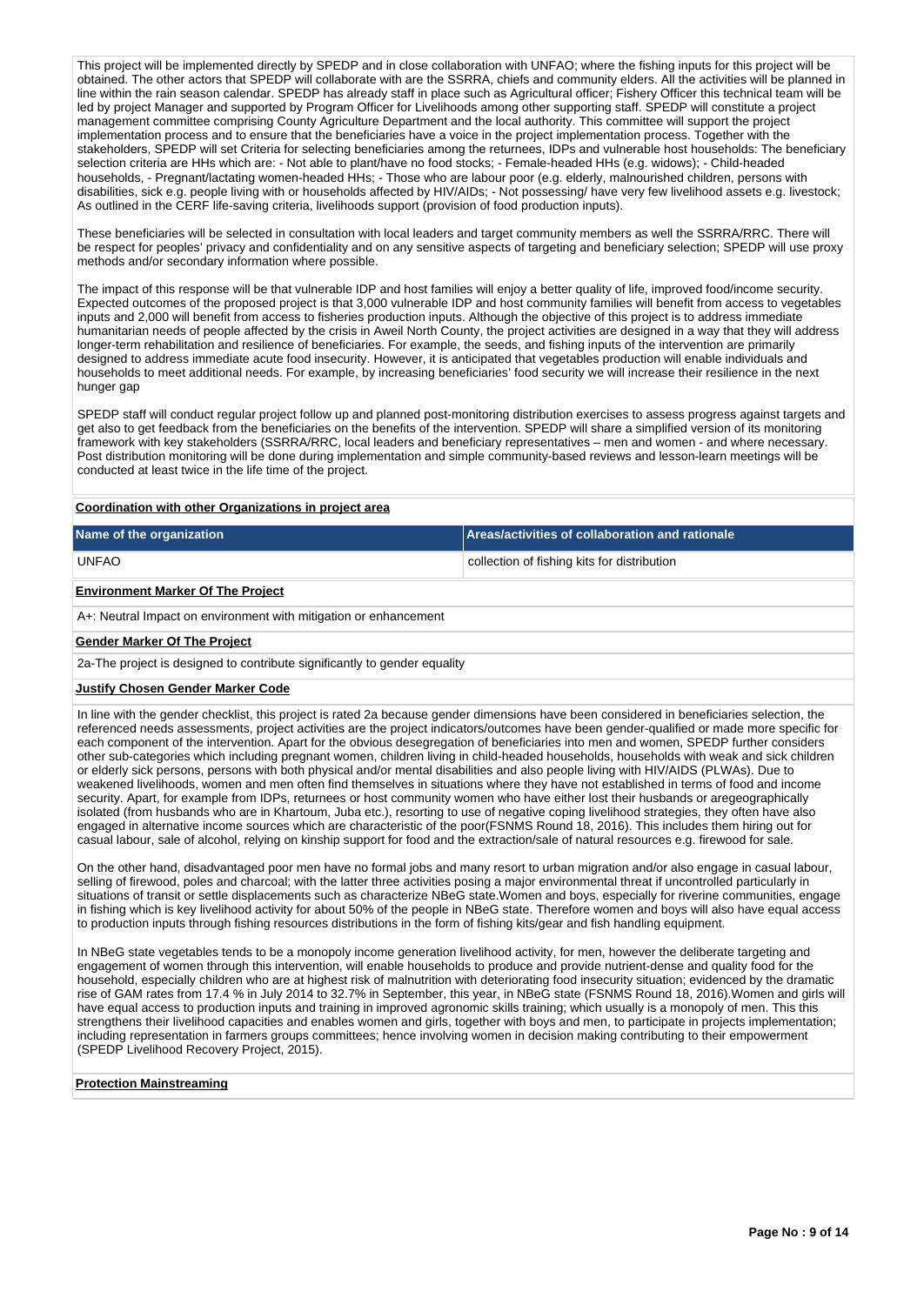This project will be implemented directly by SPEDP and in close collaboration with UNFAO; where the fishing inputs for this project will be obtained. The other actors that SPEDP will collaborate with are the SSRRA, chiefs and community elders. All the activities will be planned in line within the rain season calendar. SPEDP has already staff in place such as Agricultural officer; Fishery Officer this technical team will be led by project Manager and supported by Program Officer for Livelihoods among other supporting staff. SPEDP will constitute a project management committee comprising County Agriculture Department and the local authority. This committee will support the project implementation process and to ensure that the beneficiaries have a voice in the project implementation process. Together with the stakeholders, SPEDP will set Criteria for selecting beneficiaries among the returnees, IDPs and vulnerable host households: The beneficiary selection criteria are HHs which are: - Not able to plant/have no food stocks; - Female-headed HHs (e.g. widows); - Child-headed households, - Pregnant/lactating women-headed HHs; - Those who are labour poor (e.g. elderly, malnourished children, persons with disabilities, sick e.g. people living with or households affected by HIV/AIDs; - Not possessing/ have very few livelihood assets e.g. livestock; As outlined in the CERF life-saving criteria, livelihoods support (provision of food production inputs).

These beneficiaries will be selected in consultation with local leaders and target community members as well the SSRRA/RRC. There will be respect for peoples' privacy and confidentiality and on any sensitive aspects of targeting and beneficiary selection; SPEDP will use proxy methods and/or secondary information where possible.

The impact of this response will be that vulnerable IDP and host families will enjoy a better quality of life, improved food/income security. Expected outcomes of the proposed project is that 3,000 vulnerable IDP and host community families will benefit from access to vegetables inputs and 2,000 will benefit from access to fisheries production inputs. Although the objective of this project is to address immediate humanitarian needs of people affected by the crisis in Aweil North County, the project activities are designed in a way that they will address longer-term rehabilitation and resilience of beneficiaries. For example, the seeds, and fishing inputs of the intervention are primarily designed to address immediate acute food insecurity. However, it is anticipated that vegetables production will enable individuals and households to meet additional needs. For example, by increasing beneficiaries' food security we will increase their resilience in the next hunger gap

SPEDP staff will conduct regular project follow up and planned post-monitoring distribution exercises to assess progress against targets and get also to get feedback from the beneficiaries on the benefits of the intervention. SPEDP will share a simplified version of its monitoring framework with key stakeholders (SSRRA/RRC, local leaders and beneficiary representatives – men and women - and where necessary. Post distribution monitoring will be done during implementation and simple community-based reviews and lesson-learn meetings will be conducted at least twice in the life time of the project.

**Coordination with other Organizations in project area**

| Name of the organization | Areas/activities of collaboration and rationale |
|---|---|
| UNFAO | collection of fishing kits for distribution |

**Environment Marker Of The Project**

A+: Neutral Impact on environment with mitigation or enhancement

**Gender Marker Of The Project**

2a-The project is designed to contribute significantly to gender equality

**Justify Chosen Gender Marker Code**

In line with the gender checklist, this project is rated 2a because gender dimensions have been considered in beneficiaries selection, the referenced needs assessments, project activities are the project indicators/outcomes have been gender-qualified or made more specific for each component of the intervention. Apart for the obvious desegregation of beneficiaries into men and women, SPEDP further considers other sub-categories which including pregnant women, children living in child-headed households, households with weak and sick children or elderly sick persons, persons with both physical and/or mental disabilities and also people living with HIV/AIDS (PLWAs). Due to weakened livelihoods, women and men often find themselves in situations where they have not established in terms of food and income security. Apart, for example from IDPs, returnees or host community women who have either lost their husbands or aregeographically isolated (from husbands who are in Khartoum, Juba etc.), resorting to use of negative coping livelihood strategies, they often have also engaged in alternative income sources which are characteristic of the poor(FSNMS Round 18, 2016). This includes them hiring out for casual labour, sale of alcohol, relying on kinship support for food and the extraction/sale of natural resources e.g. firewood for sale.

On the other hand, disadvantaged poor men have no formal jobs and many resort to urban migration and/or also engage in casual labour, selling of firewood, poles and charcoal; with the latter three activities posing a major environmental threat if uncontrolled particularly in situations of transit or settle displacements such as characterize NBeG state.Women and boys, especially for riverine communities, engage in fishing which is key livelihood activity for about 50% of the people in NBeG state. Therefore women and boys will also have equal access to production inputs through fishing resources distributions in the form of fishing kits/gear and fish handling equipment.

In NBeG state vegetables tends to be a monopoly income generation livelihood activity, for men, however the deliberate targeting and engagement of women through this intervention, will enable households to produce and provide nutrient-dense and quality food for the household, especially children who are at highest risk of malnutrition with deteriorating food insecurity situation; evidenced by the dramatic rise of GAM rates from 17.4 % in July 2014 to 32.7% in September, this year, in NBeG state (FSNMS Round 18, 2016).Women and girls will have equal access to production inputs and training in improved agronomic skills training; which usually is a monopoly of men. This this strengthens their livelihood capacities and enables women and girls, together with boys and men, to participate in projects implementation; including representation in farmers groups committees; hence involving women in decision making contributing to their empowerment (SPEDP Livelihood Recovery Project, 2015).

**Protection Mainstreaming**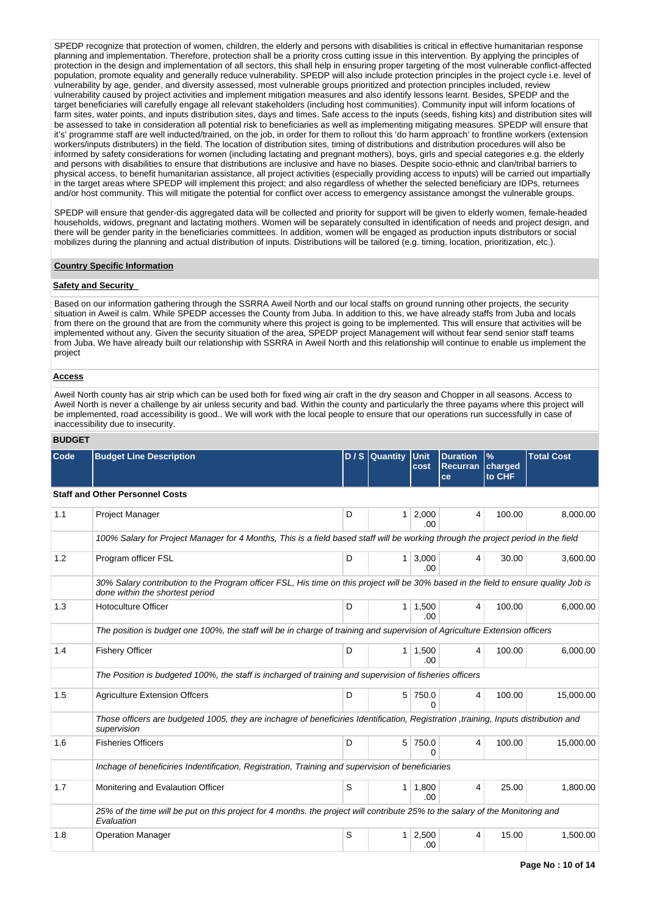SPEDP recognize that protection of women, children, the elderly and persons with disabilities is critical in effective humanitarian response planning and implementation. Therefore, protection shall be a priority cross cutting issue in this intervention. By applying the principles of protection in the design and implementation of all sectors, this shall help in ensuring proper targeting of the most vulnerable conflict-affected population, promote equality and generally reduce vulnerability. SPEDP will also include protection principles in the project cycle i.e. level of vulnerability by age, gender, and diversity assessed, most vulnerable groups prioritized and protection principles included, review vulnerability caused by project activities and implement mitigation measures and also identify lessons learnt. Besides, SPEDP and the target beneficiaries will carefully engage all relevant stakeholders (including host communities). Community input will inform locations of farm sites, water points, and inputs distribution sites, days and times. Safe access to the inputs (seeds, fishing kits) and distribution sites will be assessed to take in consideration all potential risk to beneficiaries as well as implementing mitigating measures. SPEDP will ensure that it's' programme staff are well inducted/trained, on the job, in order for them to rollout this 'do harm approach' to frontline workers (extension workers/inputs distributers) in the field. The location of distribution sites, timing of distributions and distribution procedures will also be informed by safety considerations for women (including lactating and pregnant mothers), boys, girls and special categories e.g. the elderly and persons with disabilities to ensure that distributions are inclusive and have no biases. Despite socio-ethnic and clan/tribal barriers to physical access, to benefit humanitarian assistance, all project activities (especially providing access to inputs) will be carried out impartially in the target areas where SPEDP will implement this project; and also regardless of whether the selected beneficiary are IDPs, returnees and/or host community. This will mitigate the potential for conflict over access to emergency assistance amongst the vulnerable groups.

SPEDP will ensure that gender-dis aggregated data will be collected and priority for support will be given to elderly women, female-headed households, widows, pregnant and lactating mothers. Women will be separately consulted in identification of needs and project design, and there will be gender parity in the beneficiaries committees. In addition, women will be engaged as production inputs distributors or social mobilizes during the planning and actual distribution of inputs. Distributions will be tailored (e.g. timing, location, prioritization, etc.).

**Country Specific Information**

**Safety and Security**

Based on our information gathering through the SSRRA Aweil North and our local staffs on ground running other projects, the security situation in Aweil is calm. While SPEDP accesses the County from Juba. In addition to this, we have already staffs from Juba and locals from there on the ground that are from the community where this project is going to be implemented. This will ensure that activities will be implemented without any. Given the security situation of the area, SPEDP project Management will without fear send senior staff teams from Juba. We have already built our relationship with SSRRA in Aweil North and this relationship will continue to enable us implement the project

**Access**

Aweil North county has air strip which can be used both for fixed wing air craft in the dry season and Chopper in all seasons. Access to Aweil North is never a challenge by air unless security and bad. Within the county and particularly the three payams where this project will be implemented, road accessibility is good.. We will work with the local people to ensure that our operations run successfully in case of inaccessibility due to insecurity.

**BUDGET**

| Code | Budget Line Description | D / S | Quantity | Unit cost | Duration Recurrance | % charged to CHF | Total Cost |
|---|---|---|---|---|---|---|---|
| **Staff and Other Personnel Costs** | | | | | | | |
| 1.1 | Project Manager | D | 1 | 2,000.00 | 4 | 100.00 | 8,000.00 |
| | *100% Salary for Project Manager for 4 Months, This is a field based staff will be working through the project period in the field* | | | | | | |
| 1.2 | Program officer FSL | D | 1 | 3,000.00 | 4 | 30.00 | 3,600.00 |
| | *30% Salary contribution to the Program officer FSL, His time on this project will be 30% based in the field to ensure quality Job is done within the shortest period* | | | | | | |
| 1.3 | Hotoculture Officer | D | 1 | 1,500.00 | 4 | 100.00 | 6,000.00 |
| | *The position is budget one 100%, the staff will be in charge of training and supervision of Agriculture Extension officers* | | | | | | |
| 1.4 | Fishery Officer | D | 1 | 1,500.00 | 4 | 100.00 | 6,000.00 |
| | *The Position is budgeted 100%, the staff is incharged of training and supervision of fisheries officers* | | | | | | |
| 1.5 | Agriculture Extension Offcers | D | 5 | 750.00 | 4 | 100.00 | 15,000.00 |
| | *Those officers are budgeted 1005, they are inchagre of beneficiries Identification, Registration ,training, Inputs distribution and supervision* | | | | | | |
| 1.6 | Fisheries Officers | D | 5 | 750.00 | 4 | 100.00 | 15,000.00 |
| | *Inchage of beneficiries Indentification, Registration, Training and supervision of beneficiaries* | | | | | | |
| 1.7 | Monitering and Evalaution Officer | S | 1 | 1,800.00 | 4 | 25.00 | 1,800.00 |
| | *25% of the time will be put on this project for 4 months. the project will contribute 25% to the salary of the Monitoring and Evaluation* | | | | | | |
| 1.8 | Operation Manager | S | 1 | 2,500.00 | 4 | 15.00 | 1,500.00 |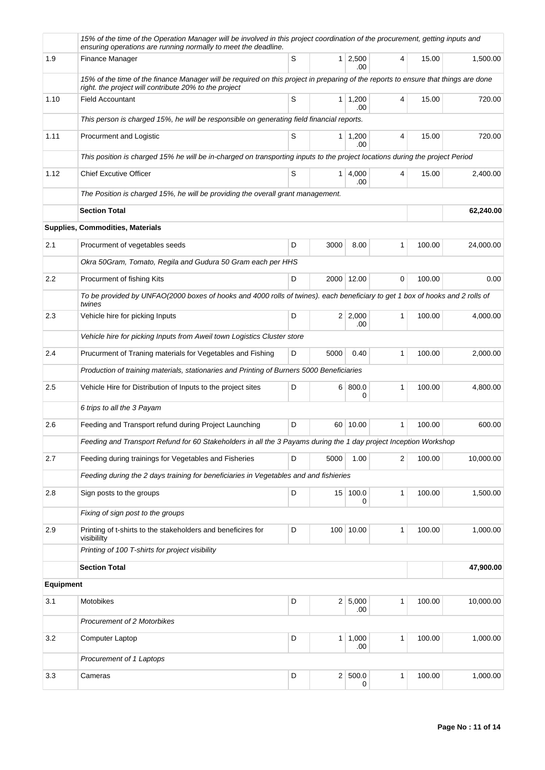| | | | | | | | |
|---|---|---|---|---|---|---|---|
| | *15% of the time of the Operation Manager will be involved in this project coordination of the procurement, getting inputs and ensuring operations are running normally to meet the deadline.* | | | | | | |
| 1.9 | Finance Manager | S | 1 | 2,500.00 | 4 | 15.00 | 1,500.00 |
| | *15% of the time of the finance Manager will be required on this project in preparing of the reports to ensure that things are done right. the project will contribute 20% to the project* | | | | | | |
| 1.10 | Field Accountant | S | 1 | 1,200.00 | 4 | 15.00 | 720.00 |
| | *This person is charged 15%, he will be responsible on generating field financial reports.* | | | | | | |
| 1.11 | Procurment and Logistic | S | 1 | 1,200.00 | 4 | 15.00 | 720.00 |
| | *This position is charged 15% he will be in-charged on transporting inputs to the project locations during the project Period* | | | | | | |
| 1.12 | Chief Excutive Officer | S | 1 | 4,000.00 | 4 | 15.00 | 2,400.00 |
| | *The Position is charged 15%, he will be providing the overall grant management.* | | | | | | |
| | **Section Total** | | | | | | **62,240.00** |
| **Supplies, Commodities, Materials** | | | | | | | |
| 2.1 | Procurment of vegetables seeds | D | 3000 | 8.00 | 1 | 100.00 | 24,000.00 |
| | *Okra 50Gram, Tomato, Regila and Gudura 50 Gram each per HHS* | | | | | | |
| 2.2 | Procurment of fishing Kits | D | 2000 | 12.00 | 0 | 100.00 | 0.00 |
| | *To be provided by UNFAO(2000 boxes of hooks and 4000 rolls of twines). each beneficiary to get 1 box of hooks and 2 rolls of twines* | | | | | | |
| 2.3 | Vehicle hire for picking Inputs | D | 2 | 2,000.00 | 1 | 100.00 | 4,000.00 |
| | *Vehicle hire for picking Inputs from Aweil town Logistics Cluster store* | | | | | | |
| 2.4 | Prucurment of Traning materials for Vegetables and Fishing | D | 5000 | 0.40 | 1 | 100.00 | 2,000.00 |
| | *Production of training materials, stationaries and Printing of Burners 5000 Beneficiaries* | | | | | | |
| 2.5 | Vehicle Hire for Distribution of Inputs to the project sites | D | 6 | 800.00 | 1 | 100.00 | 4,800.00 |
| | *6 trips to all the 3 Payam* | | | | | | |
| 2.6 | Feeding and Transport refund during Project Launching | D | 60 | 10.00 | 1 | 100.00 | 600.00 |
| | *Feeding and Transport Refund for 60 Stakeholders in all the 3 Payams during the 1 day project Inception Workshop* | | | | | | |
| 2.7 | Feeding during trainings for Vegetables and Fisheries | D | 5000 | 1.00 | 2 | 100.00 | 10,000.00 |
| | *Feeding during the 2 days training for beneficiaries in Vegetables and and fishieries* | | | | | | |
| 2.8 | Sign posts to the groups | D | 15 | 100.00 | 1 | 100.00 | 1,500.00 |
| | *Fixing of sign post to the groups* | | | | | | |
| 2.9 | Printing of t-shirts to the stakeholders and beneficires for visibililty | D | 100 | 10.00 | 1 | 100.00 | 1,000.00 |
| | *Printing of 100 T-shirts for project visibility* | | | | | | |
| | **Section Total** | | | | | | **47,900.00** |
| **Equipment** | | | | | | | |
| 3.1 | Motobikes | D | 2 | 5,000.00 | 1 | 100.00 | 10,000.00 |
| | *Procurement of 2 Motorbikes* | | | | | | |
| 3.2 | Computer Laptop | D | 1 | 1,000.00 | 1 | 100.00 | 1,000.00 |
| | *Procurement of 1 Laptops* | | | | | | |
| 3.3 | Cameras | D | 2 | 500.00 | 1 | 100.00 | 1,000.00 |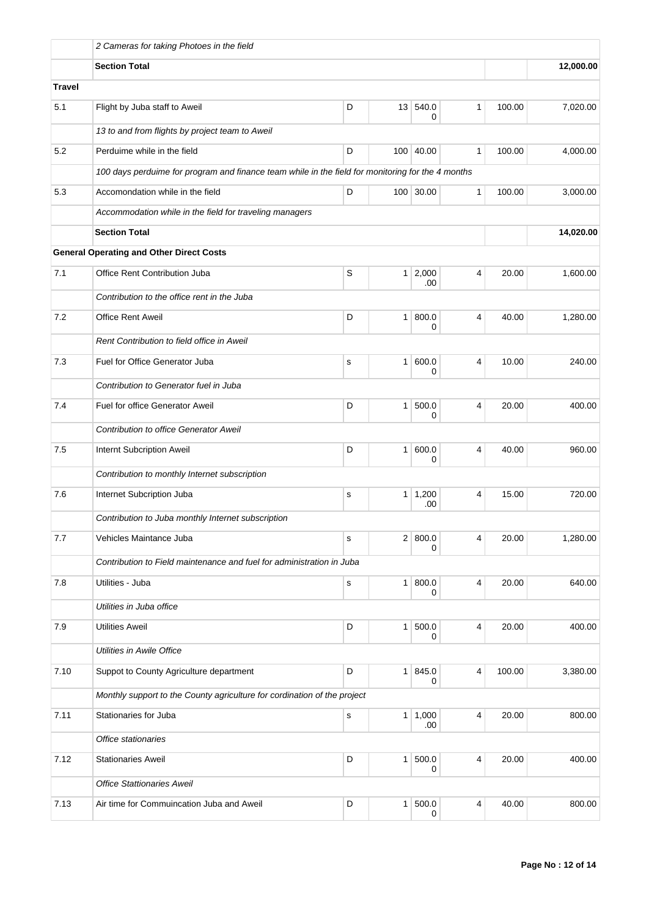| | | | | | | | |
|---|---|---|---|---|---|---|---|
| | *2 Cameras for taking Photoes in the field* | | | | | | |
| | **Section Total** | | | | | | **12,000.00** |
| **Travel** | | | | | | | |
| 5.1 | Flight by Juba staff to Aweil | D | 13 | 540.00 | 1 | 100.00 | 7,020.00 |
| | *13 to and from flights by project team to Aweil* | | | | | | |
| 5.2 | Perduime while in the field | D | 100 | 40.00 | 1 | 100.00 | 4,000.00 |
| | *100 days perduime for program and finance team while in the field for monitoring for the 4 months* | | | | | | |
| 5.3 | Accomondation while in the field | D | 100 | 30.00 | 1 | 100.00 | 3,000.00 |
| | *Accommodation while in the field for traveling managers* | | | | | | |
| | **Section Total** | | | | | | **14,020.00** |
| **General Operating and Other Direct Costs** | | | | | | | |
| 7.1 | Office Rent Contribution Juba | S | 1 | 2,000.00 | 4 | 20.00 | 1,600.00 |
| | *Contribution to the office rent in the Juba* | | | | | | |
| 7.2 | Office Rent Aweil | D | 1 | 800.00 | 4 | 40.00 | 1,280.00 |
| | *Rent Contribution to field office in Aweil* | | | | | | |
| 7.3 | Fuel for Office Generator Juba | s | 1 | 600.00 | 4 | 10.00 | 240.00 |
| | *Contribution to Generator fuel in Juba* | | | | | | |
| 7.4 | Fuel for office Generator Aweil | D | 1 | 500.00 | 4 | 20.00 | 400.00 |
| | *Contribution to office Generator Aweil* | | | | | | |
| 7.5 | Internt Subcription Aweil | D | 1 | 600.00 | 4 | 40.00 | 960.00 |
| | *Contribution to monthly Internet subscription* | | | | | | |
| 7.6 | Internet Subcription Juba | s | 1 | 1,200.00 | 4 | 15.00 | 720.00 |
| | *Contribution to Juba monthly Internet subscription* | | | | | | |
| 7.7 | Vehicles Maintance Juba | s | 2 | 800.00 | 4 | 20.00 | 1,280.00 |
| | *Contribution to Field maintenance and fuel for administration in Juba* | | | | | | |
| 7.8 | Utilities - Juba | s | 1 | 800.00 | 4 | 20.00 | 640.00 |
| | *Utilities in Juba office* | | | | | | |
| 7.9 | Utilities Aweil | D | 1 | 500.00 | 4 | 20.00 | 400.00 |
| | *Utilities in Awile Office* | | | | | | |
| 7.10 | Suppot to County Agriculture department | D | 1 | 845.00 | 4 | 100.00 | 3,380.00 |
| | *Monthly support to the County agriculture for cordination of the project* | | | | | | |
| 7.11 | Stationaries for Juba | s | 1 | 1,000.00 | 4 | 20.00 | 800.00 |
| | *Office stationaries* | | | | | | |
| 7.12 | Stationaries Aweil | D | 1 | 500.00 | 4 | 20.00 | 400.00 |
| | *Office Stattionaries Aweil* | | | | | | |
| 7.13 | Air time for Commuincation Juba and Aweil | D | 1 | 500.00 | 4 | 40.00 | 800.00 |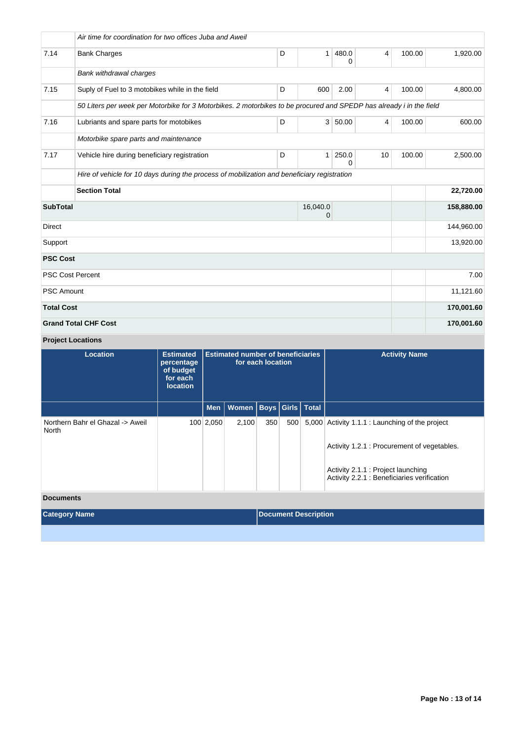| | | | | | | | |
|---|---|---|---|---|---|---|---|
| | *Air time for coordination for two offices Juba and Aweil* | | | | | | |
| 7.14 | Bank Charges | D | 1 | 480.00 | 4 | 100.00 | 1,920.00 |
| | *Bank withdrawal charges* | | | | | | |
| 7.15 | Suply of Fuel to 3 motobikes while in the field | D | 600 | 2.00 | 4 | 100.00 | 4,800.00 |
| | *50 Liters per week per Motorbike for 3 Motorbikes. 2 motorbikes to be procured and SPEDP has already i in the field* | | | | | | |
| 7.16 | Lubriants and spare parts for motobikes | D | 3 | 50.00 | 4 | 100.00 | 600.00 |
| | *Motorbike spare parts and maintenance* | | | | | | |
| 7.17 | Vehicle hire during beneficiary registration | D | 1 | 250.00 | 10 | 100.00 | 2,500.00 |
| | *Hire of vehicle for 10 days during the process of mobilization and beneficiary registration* | | | | | | |
| | **Section Total** | | | | | | **22,720.00** |
| **SubTotal** | | | 16,040.00 | | | | **158,880.00** |
| Direct | | | | | | | 144,960.00 |
| Support | | | | | | | 13,920.00 |
| **PSC Cost** | | | | | | | |
| PSC Cost Percent | | | | | | | 7.00 |
| PSC Amount | | | | | | | 11,121.60 |
| **Total Cost** | | | | | | | **170,001.60** |
| **Grand Total CHF Cost** | | | | | | | **170,001.60** |

**Project Locations**

| Location | Estimated percentage of budget for each location | Estimated number of beneficiaries for each location | | | | | Activity Name |
|---|---|---|---|---|---|---|---|
| | | Men | Women | Boys | Girls | Total | |
| Northern Bahr el Ghazal -> Aweil North | 100 | 2,050 | 2,100 | 350 | 500 | 5,000 | Activity 1.1.1 : Launching of the project<br><br>Activity 1.2.1 : Procurement of vegetables.<br><br>Activity 2.1.1 : Project launching<br>Activity 2.2.1 : Beneficiaries verification |

**Documents**

| Category Name | Document Description |
|---|---|
| | |